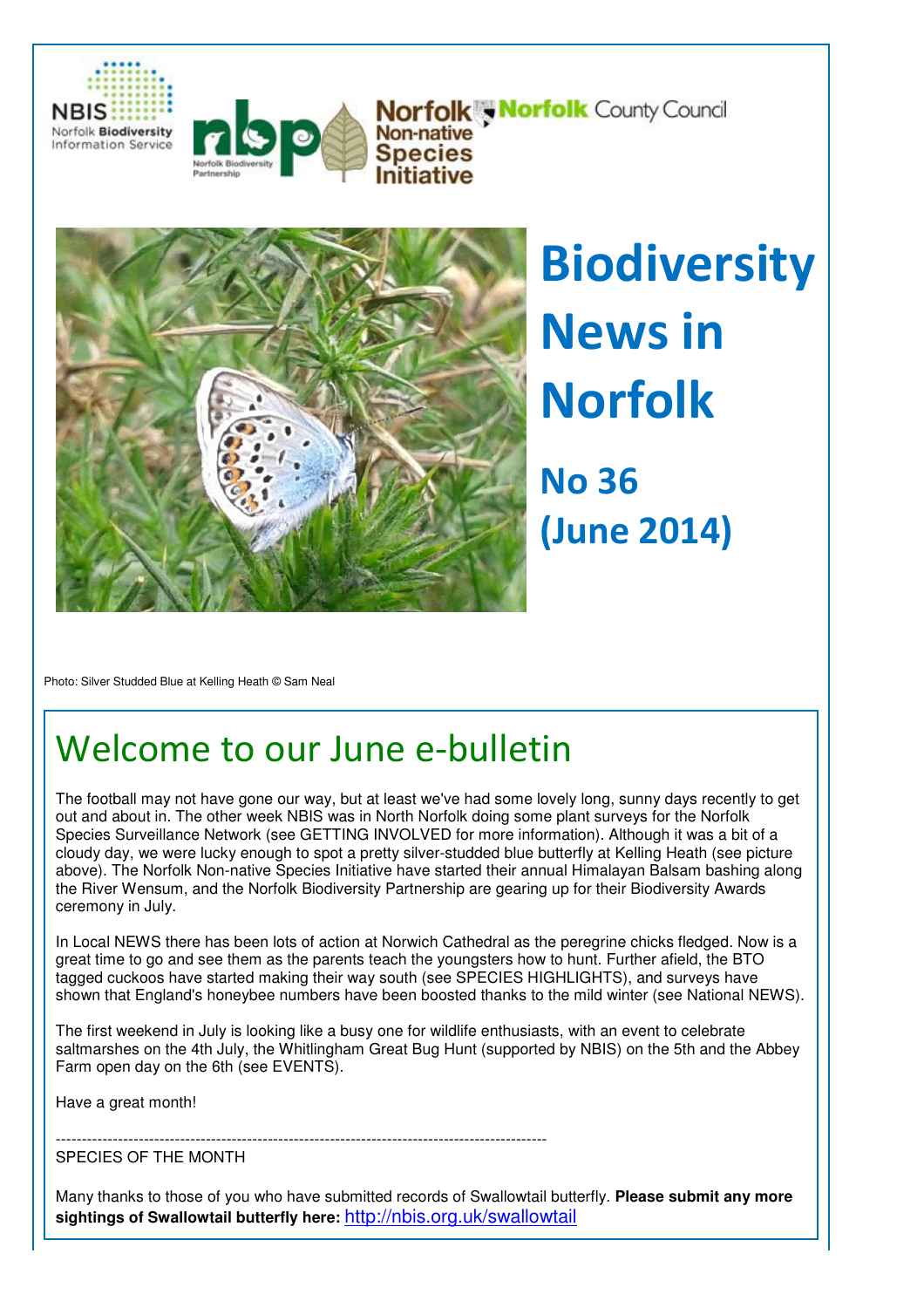# Biodiversity News in Norfolk

## No 36 (June 2014)

Photo: Silver Studded Blue at Kelling Heath © Sam Neal

## Welcome to our June e-bulletin

The football may not have gone our way, but at least we've had some lovely long, sunny days recently to get out and about in. The other week NBIS was in North Norfolk doing some plant surveys for the Norfolk Species Surveillance Network (see GETTING INVOLVED for more information). Although it was a bit of a cloudy day, we were lucky enough to spot a pretty silver-studded blue butterfly at Kelling Heath (see picture above). The Norfolk Non-native Species Initiative have started their annual Himalayan Balsam bashing along the River Wensum, and the Norfolk Biodiversity Partnership are gearing up for their Biodiversity Awards ceremony in July.

In Local NEWS there has been lots of action at Norwich Cathedral as the peregrine chicks fledged. Now is a great time to go and see them as the parents teach the youngsters how to hunt. Further afield, the BTO tagged cuckoos have started making their way south (see SPECIES HIGHLIGHTS), and surveys have shown that England's honeybee numbers have been boosted thanks to the mild winter (see National NEWS).

The first weekend in July is looking like a busy one for wildlife enthusiasts, with an event to celebrate saltmarshes on the 4th July, the Whitlingham Great Bug Hunt (supported by NBIS) on the 5th and the Abbey Farm open day on the 6th (see EVENTS).

Have a great month!

---

SPECIES OF THE MONTH

Many thanks to those of you who have submitted records of Swallowtail butterfly. **Please submit any more sightings of Swallowtail butterfly here:** http://nbis.org.uk/swallowtail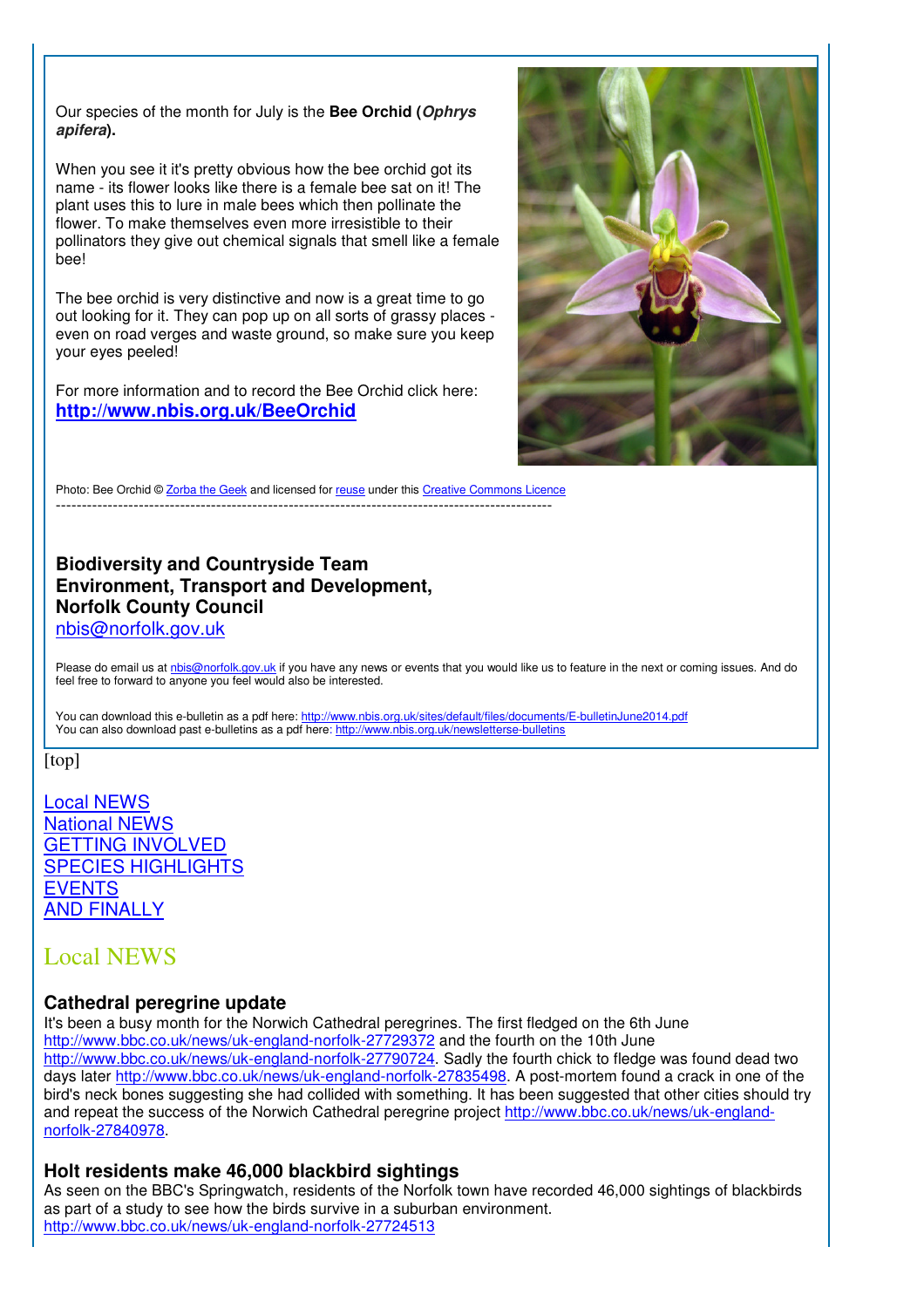Our species of the month for July is the **Bee Orchid (*Ophrys apifera*).**

When you see it it's pretty obvious how the bee orchid got its name - its flower looks like there is a female bee sat on it! The plant uses this to lure in male bees which then pollinate the flower. To make themselves even more irresistible to their pollinators they give out chemical signals that smell like a female bee!

The bee orchid is very distinctive and now is a great time to go out looking for it. They can pop up on all sorts of grassy places - even on road verges and waste ground, so make sure you keep your eyes peeled!

For more information and to record the Bee Orchid click here:
**http://www.nbis.org.uk/BeeOrchid**

Photo: Bee Orchid © Zorba the Geek and licensed for reuse under this Creative Commons Licence

----------------------------------------------------------------------------------------------

**Biodiversity and Countryside Team**
**Environment, Transport and Development,**
**Norfolk County Council**
nbis@norfolk.gov.uk

Please do email us at nbis@norfolk.gov.uk if you have any news or events that you would like us to feature in the next or coming issues. And do feel free to forward to anyone you feel would also be interested.

You can download this e-bulletin as a pdf here: http://www.nbis.org.uk/sites/default/files/documents/E-bulletinJune2014.pdf
You can also download past e-bulletins as a pdf here: http://www.nbis.org.uk/newsletterse-bulletins

[top]

Local NEWS
National NEWS
GETTING INVOLVED
SPECIES HIGHLIGHTS
EVENTS
AND FINALLY

## Local NEWS

### Cathedral peregrine update

It's been a busy month for the Norwich Cathedral peregrines. The first fledged on the 6th June http://www.bbc.co.uk/news/uk-england-norfolk-27729372 and the fourth on the 10th June http://www.bbc.co.uk/news/uk-england-norfolk-27790724. Sadly the fourth chick to fledge was found dead two days later http://www.bbc.co.uk/news/uk-england-norfolk-27835498. A post-mortem found a crack in one of the bird's neck bones suggesting she had collided with something. It has been suggested that other cities should try and repeat the success of the Norwich Cathedral peregrine project http://www.bbc.co.uk/news/uk-england-norfolk-27840978.

### Holt residents make 46,000 blackbird sightings

As seen on the BBC's Springwatch, residents of the Norfolk town have recorded 46,000 sightings of blackbirds as part of a study to see how the birds survive in a suburban environment.
http://www.bbc.co.uk/news/uk-england-norfolk-27724513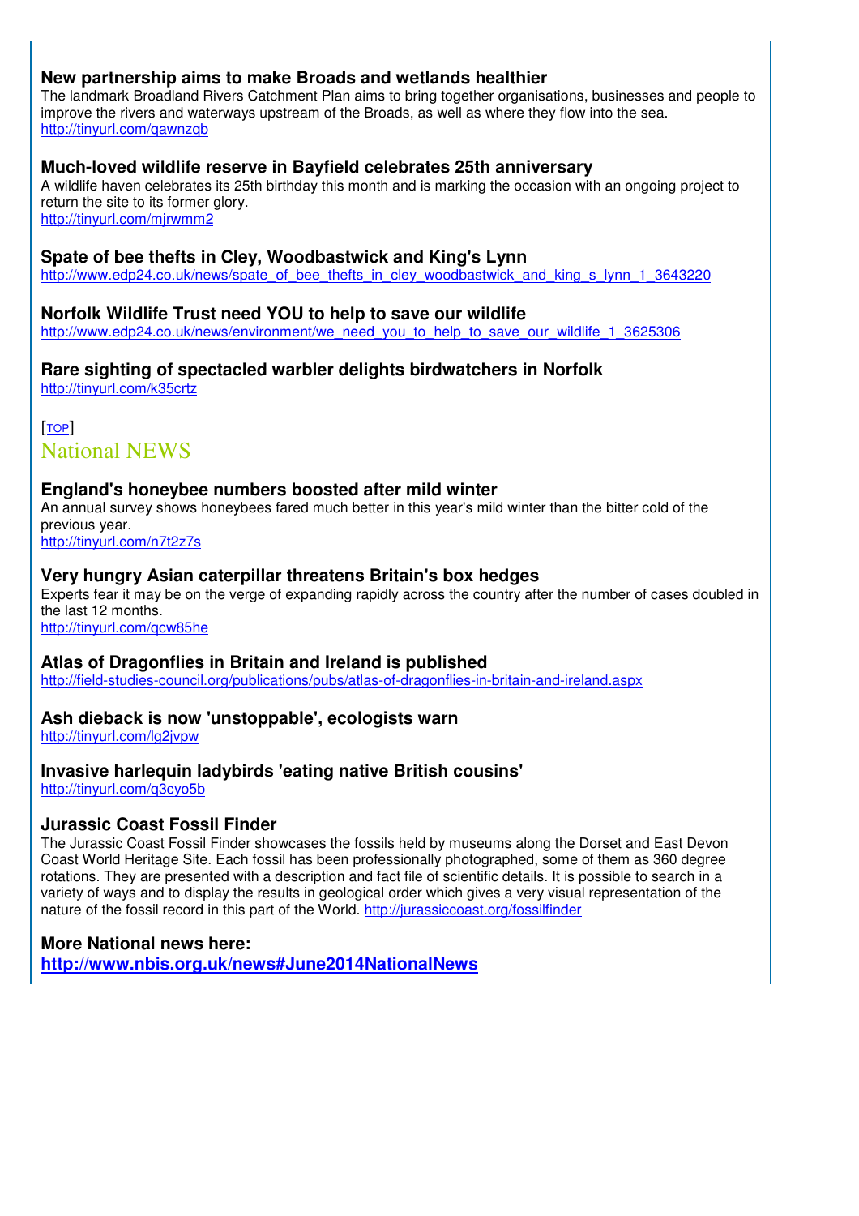### New partnership aims to make Broads and wetlands healthier

The landmark Broadland Rivers Catchment Plan aims to bring together organisations, businesses and people to improve the rivers and waterways upstream of the Broads, as well as where they flow into the sea.
http://tinyurl.com/qawnzqb

### Much-loved wildlife reserve in Bayfield celebrates 25th anniversary

A wildlife haven celebrates its 25th birthday this month and is marking the occasion with an ongoing project to return the site to its former glory.
http://tinyurl.com/mjrwmm2

### Spate of bee thefts in Cley, Woodbastwick and King's Lynn

http://www.edp24.co.uk/news/spate_of_bee_thefts_in_cley_woodbastwick_and_king_s_lynn_1_3643220

### Norfolk Wildlife Trust need YOU to help to save our wildlife

http://www.edp24.co.uk/news/environment/we_need_you_to_help_to_save_our_wildlife_1_3625306

### Rare sighting of spectacled warbler delights birdwatchers in Norfolk

http://tinyurl.com/k35crtz

[TOP]

## National NEWS

### England's honeybee numbers boosted after mild winter

An annual survey shows honeybees fared much better in this year's mild winter than the bitter cold of the previous year.
http://tinyurl.com/n7t2z7s

### Very hungry Asian caterpillar threatens Britain's box hedges

Experts fear it may be on the verge of expanding rapidly across the country after the number of cases doubled in the last 12 months.
http://tinyurl.com/qcw85he

### Atlas of Dragonflies in Britain and Ireland is published

http://field-studies-council.org/publications/pubs/atlas-of-dragonflies-in-britain-and-ireland.aspx

### Ash dieback is now 'unstoppable', ecologists warn

http://tinyurl.com/lg2jvpw

### Invasive harlequin ladybirds 'eating native British cousins'

http://tinyurl.com/q3cyo5b

### Jurassic Coast Fossil Finder

The Jurassic Coast Fossil Finder showcases the fossils held by museums along the Dorset and East Devon Coast World Heritage Site. Each fossil has been professionally photographed, some of them as 360 degree rotations. They are presented with a description and fact file of scientific details. It is possible to search in a variety of ways and to display the results in geological order which gives a very visual representation of the nature of the fossil record in this part of the World. http://jurassiccoast.org/fossilfinder

### More National news here:

**http://www.nbis.org.uk/news#June2014NationalNews**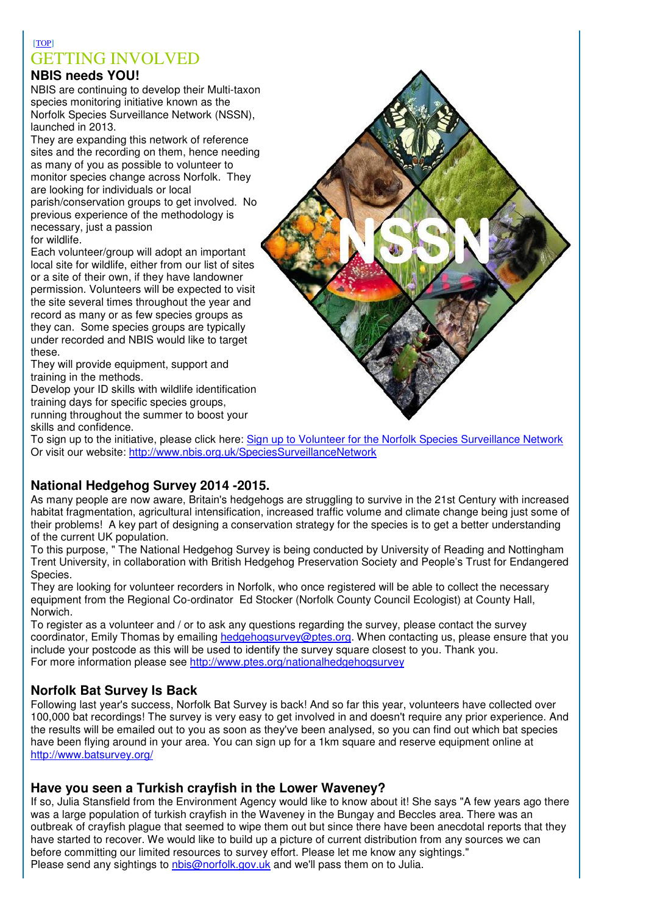[TOP]

# GETTING INVOLVED

## NBIS needs YOU!

NBIS are continuing to develop their Multi-taxon species monitoring initiative known as the Norfolk Species Surveillance Network (NSSN), launched in 2013.

They are expanding this network of reference sites and the recording on them, hence needing as many of you as possible to volunteer to monitor species change across Norfolk. They are looking for individuals or local parish/conservation groups to get involved. No previous experience of the methodology is necessary, just a passion for wildlife.

Each volunteer/group will adopt an important local site for wildlife, either from our list of sites or a site of their own, if they have landowner permission. Volunteers will be expected to visit the site several times throughout the year and record as many or as few species groups as they can. Some species groups are typically under recorded and NBIS would like to target these.

They will provide equipment, support and training in the methods.

Develop your ID skills with wildlife identification training days for specific species groups, running throughout the summer to boost your skills and confidence.

To sign up to the initiative, please click here: Sign up to Volunteer for the Norfolk Species Surveillance Network

Or visit our website: http://www.nbis.org.uk/SpeciesSurveillanceNetwork

## National Hedgehog Survey 2014 -2015.

As many people are now aware, Britain's hedgehogs are struggling to survive in the 21st Century with increased habitat fragmentation, agricultural intensification, increased traffic volume and climate change being just some of their problems! A key part of designing a conservation strategy for the species is to get a better understanding of the current UK population.

To this purpose, " The National Hedgehog Survey is being conducted by University of Reading and Nottingham Trent University, in collaboration with British Hedgehog Preservation Society and People's Trust for Endangered Species.

They are looking for volunteer recorders in Norfolk, who once registered will be able to collect the necessary equipment from the Regional Co-ordinator Ed Stocker (Norfolk County Council Ecologist) at County Hall, Norwich.

To register as a volunteer and / or to ask any questions regarding the survey, please contact the survey coordinator, Emily Thomas by emailing hedgehogsurvey@ptes.org. When contacting us, please ensure that you include your postcode as this will be used to identify the survey square closest to you. Thank you.

For more information please see http://www.ptes.org/nationalhedgehogsurvey

## Norfolk Bat Survey Is Back

Following last year's success, Norfolk Bat Survey is back! And so far this year, volunteers have collected over 100,000 bat recordings! The survey is very easy to get involved in and doesn't require any prior experience. And the results will be emailed out to you as soon as they've been analysed, so you can find out which bat species have been flying around in your area. You can sign up for a 1km square and reserve equipment online at http://www.batsurvey.org/

## Have you seen a Turkish crayfish in the Lower Waveney?

If so, Julia Stansfield from the Environment Agency would like to know about it! She says "A few years ago there was a large population of turkish crayfish in the Waveney in the Bungay and Beccles area. There was an outbreak of crayfish plague that seemed to wipe them out but since there have been anecdotal reports that they have started to recover. We would like to build up a picture of current distribution from any sources we can before committing our limited resources to survey effort. Please let me know any sightings."

Please send any sightings to nbis@norfolk.gov.uk and we'll pass them on to Julia.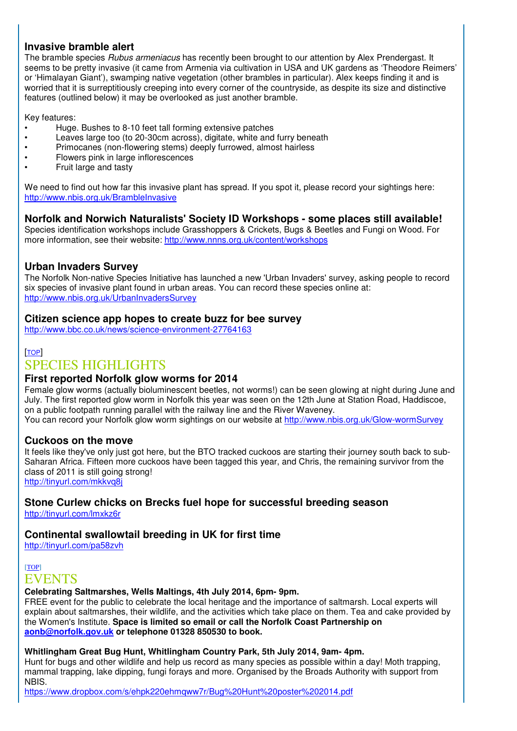### Invasive bramble alert

The bramble species *Rubus armeniacus* has recently been brought to our attention by Alex Prendergast. It seems to be pretty invasive (it came from Armenia via cultivation in USA and UK gardens as 'Theodore Reimers' or 'Himalayan Giant'), swamping native vegetation (other brambles in particular). Alex keeps finding it and is worried that it is surreptitiously creeping into every corner of the countryside, as despite its size and distinctive features (outlined below) it may be overlooked as just another bramble.

Key features:

- Huge. Bushes to 8-10 feet tall forming extensive patches
- Leaves large too (to 20-30cm across), digitate, white and furry beneath
- Primocanes (non-flowering stems) deeply furrowed, almost hairless
- Flowers pink in large inflorescences
- Fruit large and tasty

We need to find out how far this invasive plant has spread. If you spot it, please record your sightings here: http://www.nbis.org.uk/BrambleInvasive

### Norfolk and Norwich Naturalists' Society ID Workshops - some places still available!

Species identification workshops include Grasshoppers & Crickets, Bugs & Beetles and Fungi on Wood. For more information, see their website: http://www.nnns.org.uk/content/workshops

### Urban Invaders Survey

The Norfolk Non-native Species Initiative has launched a new 'Urban Invaders' survey, asking people to record six species of invasive plant found in urban areas. You can record these species online at: http://www.nbis.org.uk/UrbanInvadersSurvey

### Citizen science app hopes to create buzz for bee survey

http://www.bbc.co.uk/news/science-environment-27764163

[TOP]

## SPECIES HIGHLIGHTS

### First reported Norfolk glow worms for 2014

Female glow worms (actually bioluminescent beetles, not worms!) can be seen glowing at night during June and July. The first reported glow worm in Norfolk this year was seen on the 12th June at Station Road, Haddiscoe, on a public footpath running parallel with the railway line and the River Waveney.
You can record your Norfolk glow worm sightings on our website at http://www.nbis.org.uk/Glow-wormSurvey

### Cuckoos on the move

It feels like they've only just got here, but the BTO tracked cuckoos are starting their journey south back to sub-Saharan Africa. Fifteen more cuckoos have been tagged this year, and Chris, the remaining survivor from the class of 2011 is still going strong!
http://tinyurl.com/mkkvq8j

### Stone Curlew chicks on Brecks fuel hope for successful breeding season

http://tinyurl.com/lmxkz6r

### Continental swallowtail breeding in UK for first time

http://tinyurl.com/pa58zvh

[TOP]

## EVENTS

**Celebrating Saltmarshes, Wells Maltings, 4th July 2014, 6pm- 9pm.**

FREE event for the public to celebrate the local heritage and the importance of saltmarsh. Local experts will explain about saltmarshes, their wildlife, and the activities which take place on them. Tea and cake provided by the Women's Institute. **Space is limited so email or call the Norfolk Coast Partnership on aonb@norfolk.gov.uk or telephone 01328 850530 to book.**

**Whitlingham Great Bug Hunt, Whitlingham Country Park, 5th July 2014, 9am- 4pm.**

Hunt for bugs and other wildlife and help us record as many species as possible within a day! Moth trapping, mammal trapping, lake dipping, fungi forays and more. Organised by the Broads Authority with support from NBIS.
https://www.dropbox.com/s/ehpk220ehmqww7r/Bug%20Hunt%20poster%202014.pdf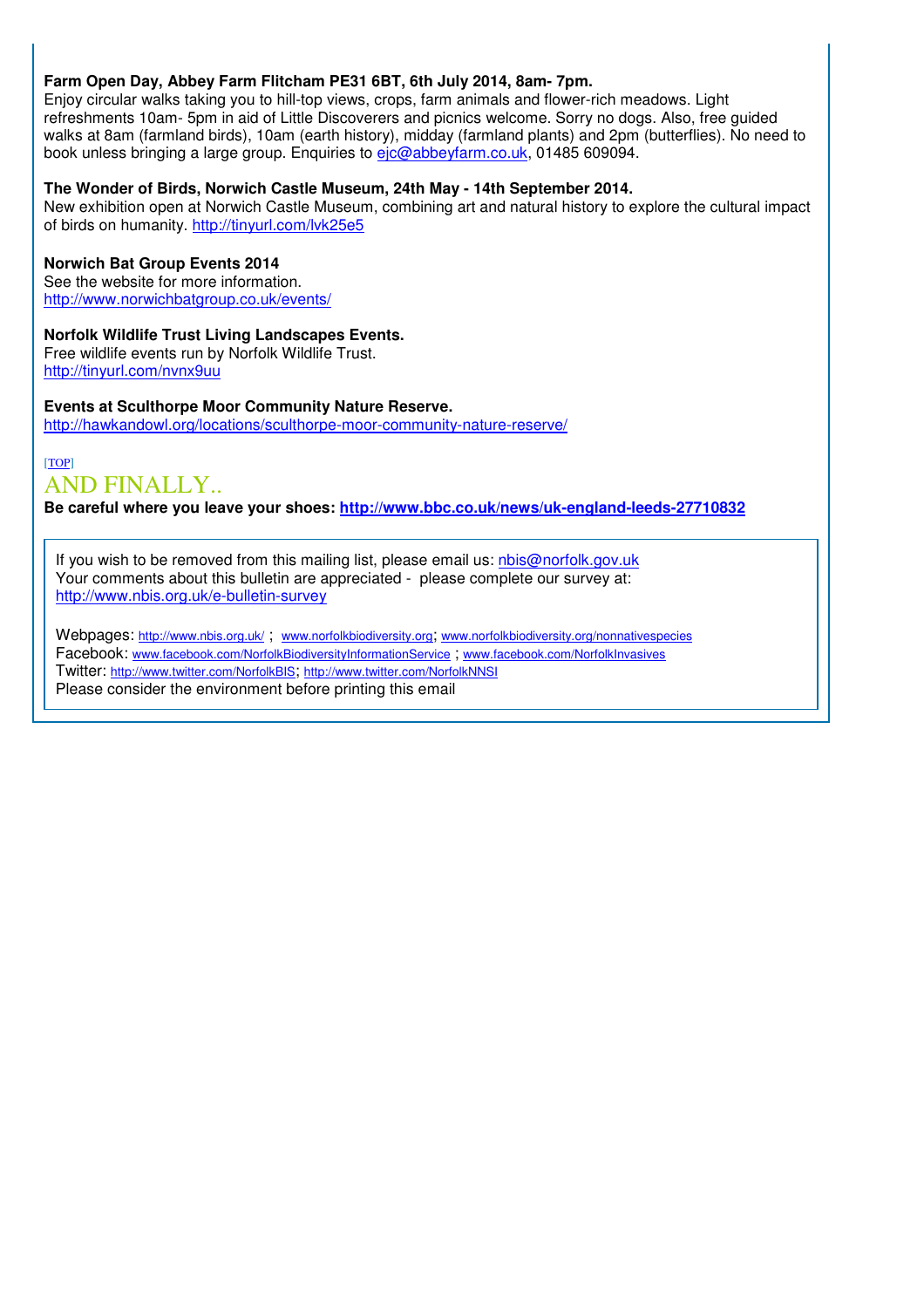**Farm Open Day, Abbey Farm Flitcham PE31 6BT, 6th July 2014, 8am- 7pm.**
Enjoy circular walks taking you to hill-top views, crops, farm animals and flower-rich meadows. Light refreshments 10am- 5pm in aid of Little Discoverers and picnics welcome. Sorry no dogs. Also, free guided walks at 8am (farmland birds), 10am (earth history), midday (farmland plants) and 2pm (butterflies). No need to book unless bringing a large group. Enquiries to ejc@abbeyfarm.co.uk, 01485 609094.

**The Wonder of Birds, Norwich Castle Museum, 24th May - 14th September 2014.**
New exhibition open at Norwich Castle Museum, combining art and natural history to explore the cultural impact of birds on humanity. http://tinyurl.com/lvk25e5

**Norwich Bat Group Events 2014**
See the website for more information.
http://www.norwichbatgroup.co.uk/events/

**Norfolk Wildlife Trust Living Landscapes Events.**
Free wildlife events run by Norfolk Wildlife Trust.
http://tinyurl.com/nvnx9uu

**Events at Sculthorpe Moor Community Nature Reserve.**
http://hawkandowl.org/locations/sculthorpe-moor-community-nature-reserve/

[TOP]

## AND FINALLY..

**Be careful where you leave your shoes: http://www.bbc.co.uk/news/uk-england-leeds-27710832**

If you wish to be removed from this mailing list, please email us: nbis@norfolk.gov.uk
Your comments about this bulletin are appreciated - please complete our survey at: http://www.nbis.org.uk/e-bulletin-survey

Webpages: http://www.nbis.org.uk/ ; www.norfolkbiodiversity.org; www.norfolkbiodiversity.org/nonnativespecies
Facebook: www.facebook.com/NorfolkBiodiversityInformationService ; www.facebook.com/NorfolkInvasives
Twitter: http://www.twitter.com/NorfolkBIS; http://www.twitter.com/NorfolkNNSI
Please consider the environment before printing this email